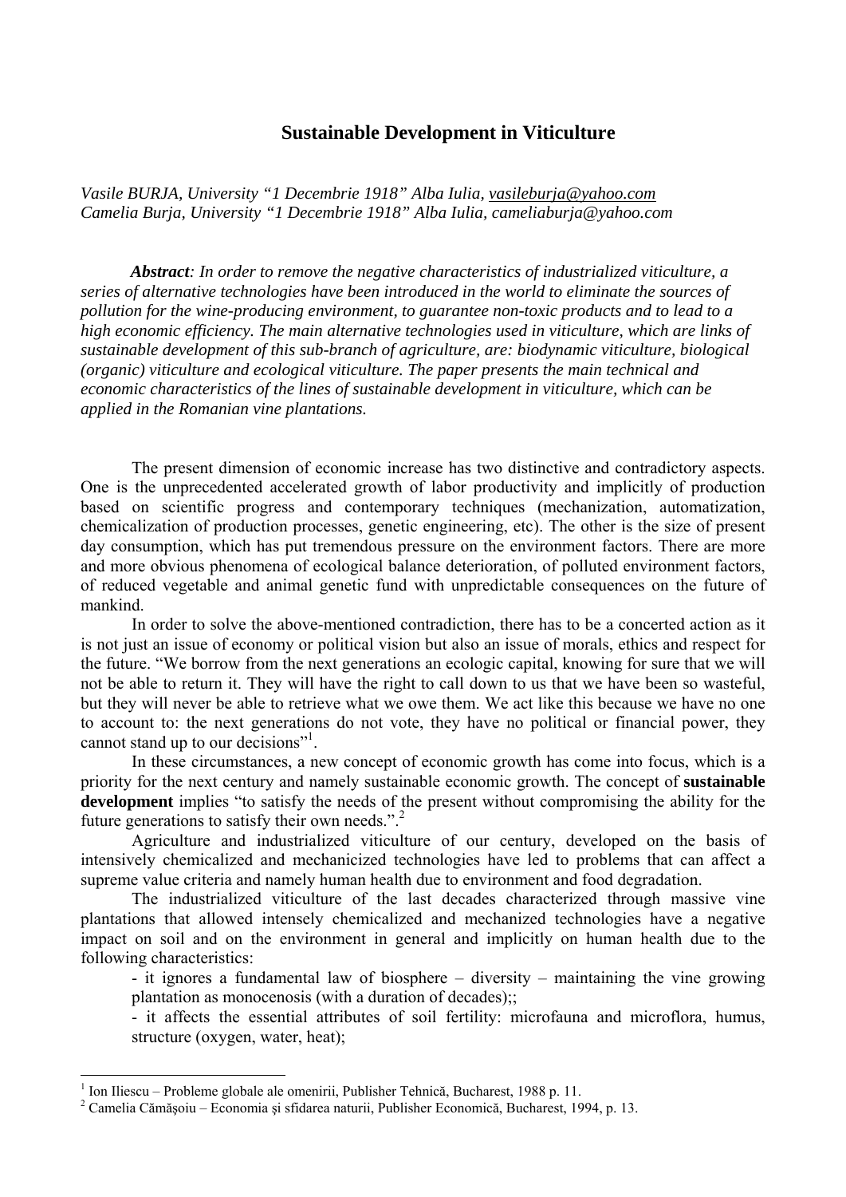# Sustainable Development in Viticulture

*Vasile BURJA, University "1 Decembrie 1918" Alba Iulia, vasileburja@yahoo.com*
*Camelia Burja, University "1 Decembrie 1918" Alba Iulia, cameliaburja@yahoo.com*

***Abstract**: In order to remove the negative characteristics of industrialized viticulture, a series of alternative technologies have been introduced in the world to eliminate the sources of pollution for the wine-producing environment, to guarantee non-toxic products and to lead to a high economic efficiency. The main alternative technologies used in viticulture, which are links of sustainable development of this sub-branch of agriculture, are: biodynamic viticulture, biological (organic) viticulture and ecological viticulture. The paper presents the main technical and economic characteristics of the lines of sustainable development in viticulture, which can be applied in the Romanian vine plantations.*

The present dimension of economic increase has two distinctive and contradictory aspects. One is the unprecedented accelerated growth of labor productivity and implicitly of production based on scientific progress and contemporary techniques (mechanization, automatization, chemicalization of production processes, genetic engineering, etc). The other is the size of present day consumption, which has put tremendous pressure on the environment factors. There are more and more obvious phenomena of ecological balance deterioration, of polluted environment factors, of reduced vegetable and animal genetic fund with unpredictable consequences on the future of mankind.

In order to solve the above-mentioned contradiction, there has to be a concerted action as it is not just an issue of economy or political vision but also an issue of morals, ethics and respect for the future. "We borrow from the next generations an ecologic capital, knowing for sure that we will not be able to return it. They will have the right to call down to us that we have been so wasteful, but they will never be able to retrieve what we owe them. We act like this because we have no one to account to: the next generations do not vote, they have no political or financial power, they cannot stand up to our decisions"[1].

In these circumstances, a new concept of economic growth has come into focus, which is a priority for the next century and namely sustainable economic growth. The concept of **sustainable development** implies "to satisfy the needs of the present without compromising the ability for the future generations to satisfy their own needs.".[2]

Agriculture and industrialized viticulture of our century, developed on the basis of intensively chemicalized and mechanicized technologies have led to problems that can affect a supreme value criteria and namely human health due to environment and food degradation.

The industrialized viticulture of the last decades characterized through massive vine plantations that allowed intensely chemicalized and mechanized technologies have a negative impact on soil and on the environment in general and implicitly on human health due to the following characteristics:

- it ignores a fundamental law of biosphere – diversity – maintaining the vine growing plantation as monocenosis (with a duration of decades);;
- it affects the essential attributes of soil fertility: microfauna and microflora, humus, structure (oxygen, water, heat);

---

[1] Ion Iliescu – Probleme globale ale omenirii, Publisher Tehnică, Bucharest, 1988 p. 11.

[2] Camelia Cămăşoiu – Economia şi sfidarea naturii, Publisher Economică, Bucharest, 1994, p. 13.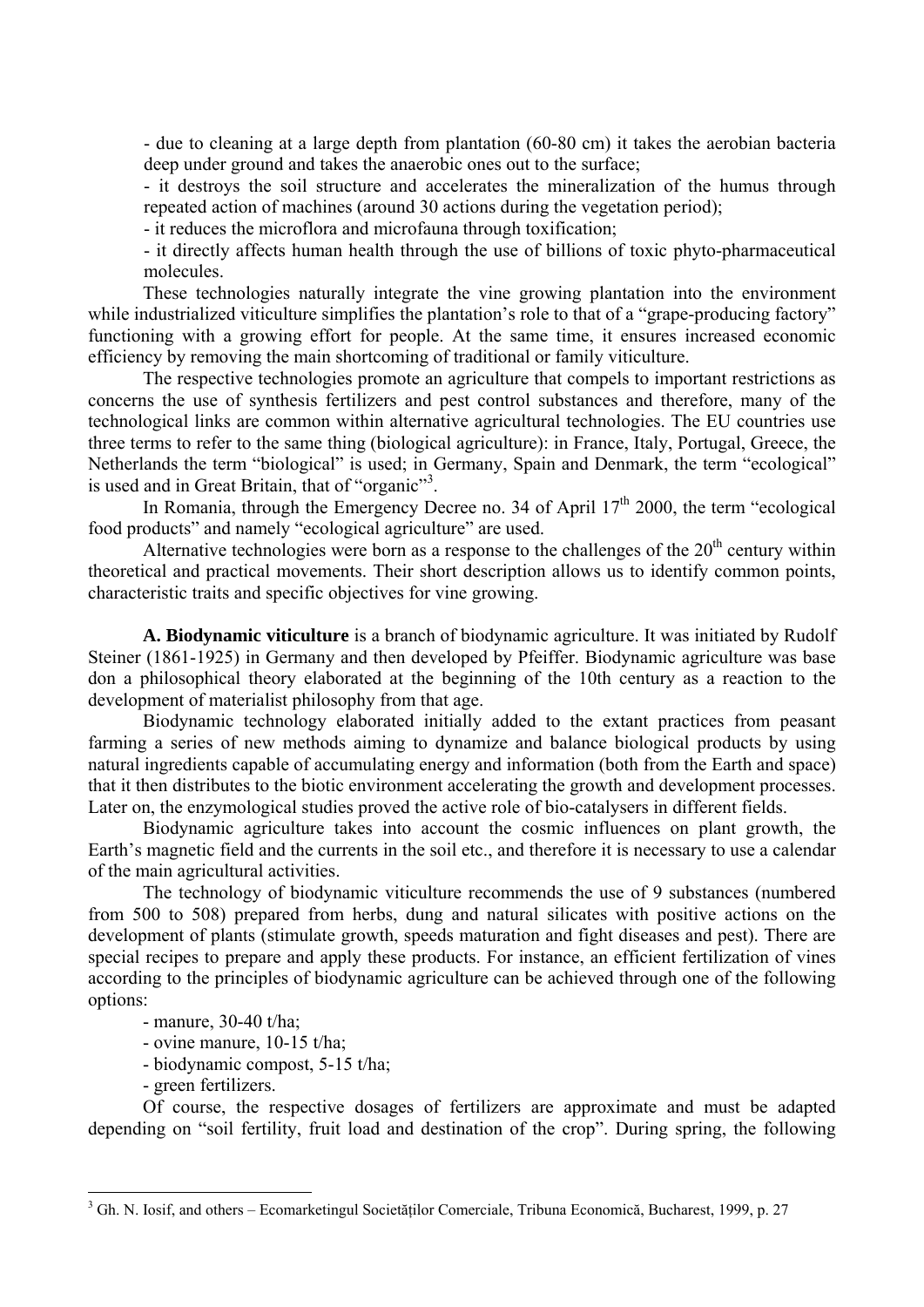- due to cleaning at a large depth from plantation (60-80 cm) it takes the aerobian bacteria deep under ground and takes the anaerobic ones out to the surface;
- it destroys the soil structure and accelerates the mineralization of the humus through repeated action of machines (around 30 actions during the vegetation period);
- it reduces the microflora and microfauna through toxification;
- it directly affects human health through the use of billions of toxic phyto-pharmaceutical molecules.

These technologies naturally integrate the vine growing plantation into the environment while industrialized viticulture simplifies the plantation's role to that of a "grape-producing factory" functioning with a growing effort for people. At the same time, it ensures increased economic efficiency by removing the main shortcoming of traditional or family viticulture.

The respective technologies promote an agriculture that compels to important restrictions as concerns the use of synthesis fertilizers and pest control substances and therefore, many of the technological links are common within alternative agricultural technologies. The EU countries use three terms to refer to the same thing (biological agriculture): in France, Italy, Portugal, Greece, the Netherlands the term "biological" is used; in Germany, Spain and Denmark, the term "ecological" is used and in Great Britain, that of "organic"[3].

In Romania, through the Emergency Decree no. 34 of April 17th 2000, the term "ecological food products" and namely "ecological agriculture" are used.

Alternative technologies were born as a response to the challenges of the 20th century within theoretical and practical movements. Their short description allows us to identify common points, characteristic traits and specific objectives for vine growing.

**A. Biodynamic viticulture** is a branch of biodynamic agriculture. It was initiated by Rudolf Steiner (1861-1925) in Germany and then developed by Pfeiffer. Biodynamic agriculture was base don a philosophical theory elaborated at the beginning of the 10th century as a reaction to the development of materialist philosophy from that age.

Biodynamic technology elaborated initially added to the extant practices from peasant farming a series of new methods aiming to dynamize and balance biological products by using natural ingredients capable of accumulating energy and information (both from the Earth and space) that it then distributes to the biotic environment accelerating the growth and development processes. Later on, the enzymological studies proved the active role of bio-catalysers in different fields.

Biodynamic agriculture takes into account the cosmic influences on plant growth, the Earth's magnetic field and the currents in the soil etc., and therefore it is necessary to use a calendar of the main agricultural activities.

The technology of biodynamic viticulture recommends the use of 9 substances (numbered from 500 to 508) prepared from herbs, dung and natural silicates with positive actions on the development of plants (stimulate growth, speeds maturation and fight diseases and pest). There are special recipes to prepare and apply these products. For instance, an efficient fertilization of vines according to the principles of biodynamic agriculture can be achieved through one of the following options:

- manure, 30-40 t/ha;
- ovine manure, 10-15 t/ha;
- biodynamic compost, 5-15 t/ha;
- green fertilizers.

Of course, the respective dosages of fertilizers are approximate and must be adapted depending on "soil fertility, fruit load and destination of the crop". During spring, the following

---

[3] Gh. N. Iosif, and others – Ecomarketingul Societăților Comerciale, Tribuna Economică, Bucharest, 1999, p. 27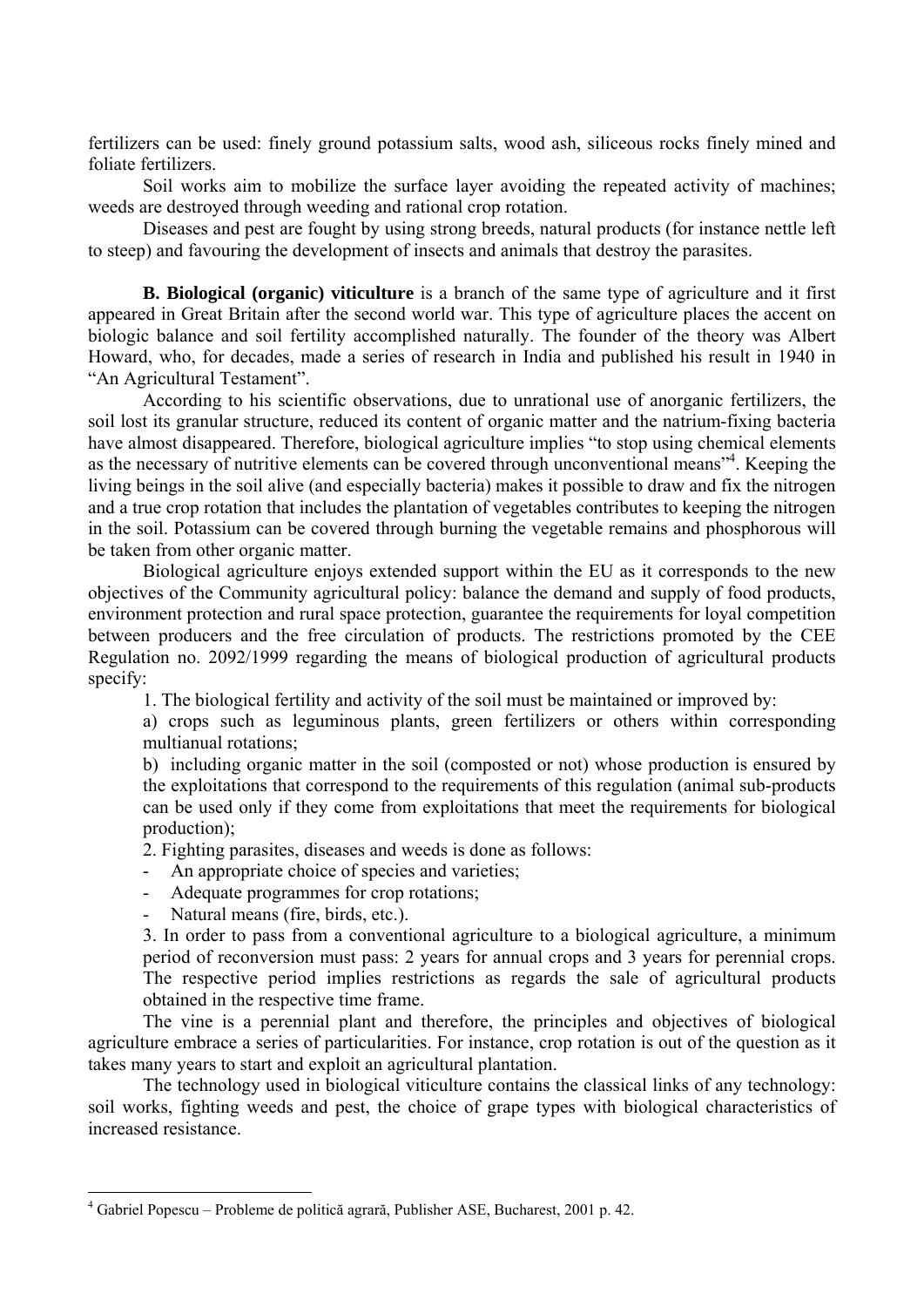fertilizers can be used: finely ground potassium salts, wood ash, siliceous rocks finely mined and foliate fertilizers.

Soil works aim to mobilize the surface layer avoiding the repeated activity of machines; weeds are destroyed through weeding and rational crop rotation.

Diseases and pest are fought by using strong breeds, natural products (for instance nettle left to steep) and favouring the development of insects and animals that destroy the parasites.

**B. Biological (organic) viticulture** is a branch of the same type of agriculture and it first appeared in Great Britain after the second world war. This type of agriculture places the accent on biologic balance and soil fertility accomplished naturally. The founder of the theory was Albert Howard, who, for decades, made a series of research in India and published his result in 1940 in "An Agricultural Testament".

According to his scientific observations, due to unrational use of anorganic fertilizers, the soil lost its granular structure, reduced its content of organic matter and the natrium-fixing bacteria have almost disappeared. Therefore, biological agriculture implies "to stop using chemical elements as the necessary of nutritive elements can be covered through unconventional means"[4]. Keeping the living beings in the soil alive (and especially bacteria) makes it possible to draw and fix the nitrogen and a true crop rotation that includes the plantation of vegetables contributes to keeping the nitrogen in the soil. Potassium can be covered through burning the vegetable remains and phosphorous will be taken from other organic matter.

Biological agriculture enjoys extended support within the EU as it corresponds to the new objectives of the Community agricultural policy: balance the demand and supply of food products, environment protection and rural space protection, guarantee the requirements for loyal competition between producers and the free circulation of products. The restrictions promoted by the CEE Regulation no. 2092/1999 regarding the means of biological production of agricultural products specify:

1. The biological fertility and activity of the soil must be maintained or improved by:

a) crops such as leguminous plants, green fertilizers or others within corresponding multianual rotations;

b) including organic matter in the soil (composted or not) whose production is ensured by the exploitations that correspond to the requirements of this regulation (animal sub-products can be used only if they come from exploitations that meet the requirements for biological production);

2. Fighting parasites, diseases and weeds is done as follows:

- An appropriate choice of species and varieties;
- Adequate programmes for crop rotations;
- Natural means (fire, birds, etc.).

3. In order to pass from a conventional agriculture to a biological agriculture, a minimum period of reconversion must pass: 2 years for annual crops and 3 years for perennial crops. The respective period implies restrictions as regards the sale of agricultural products obtained in the respective time frame.

The vine is a perennial plant and therefore, the principles and objectives of biological agriculture embrace a series of particularities. For instance, crop rotation is out of the question as it takes many years to start and exploit an agricultural plantation.

The technology used in biological viticulture contains the classical links of any technology: soil works, fighting weeds and pest, the choice of grape types with biological characteristics of increased resistance.

---

[4] Gabriel Popescu – Probleme de politică agrară, Publisher ASE, Bucharest, 2001 p. 42.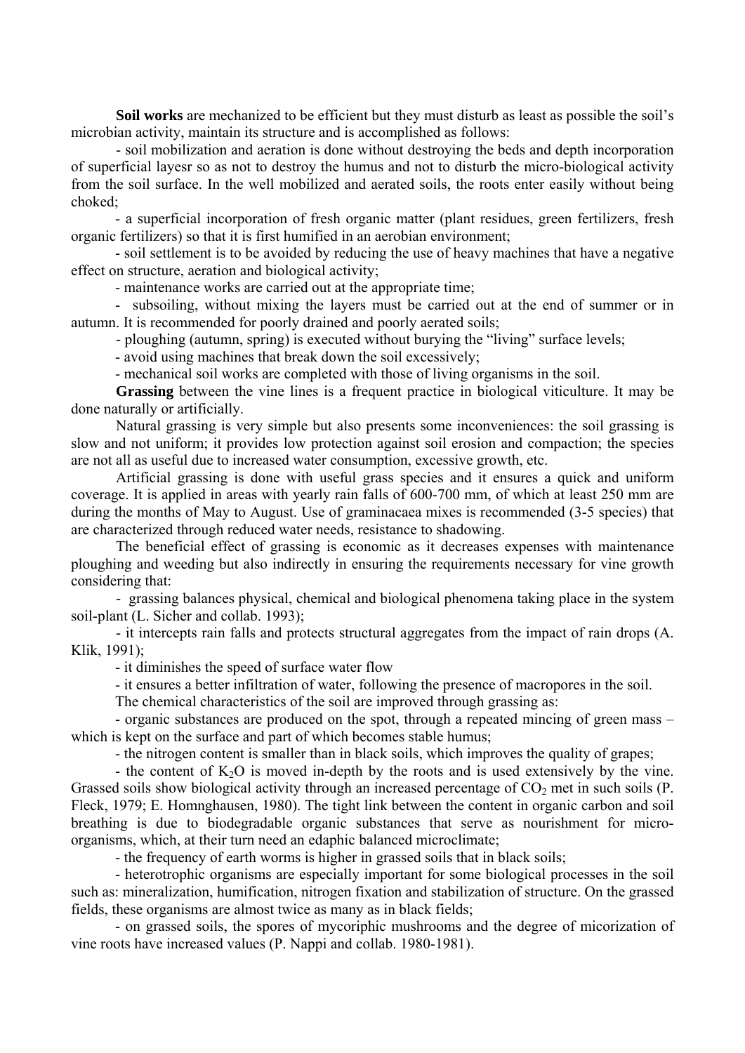**Soil works** are mechanized to be efficient but they must disturb as least as possible the soil's microbian activity, maintain its structure and is accomplished as follows:

- soil mobilization and aeration is done without destroying the beds and depth incorporation of superficial layesr so as not to destroy the humus and not to disturb the micro-biological activity from the soil surface. In the well mobilized and aerated soils, the roots enter easily without being choked;
- a superficial incorporation of fresh organic matter (plant residues, green fertilizers, fresh organic fertilizers) so that it is first humified in an aerobian environment;
- soil settlement is to be avoided by reducing the use of heavy machines that have a negative effect on structure, aeration and biological activity;
- maintenance works are carried out at the appropriate time;
- subsoiling, without mixing the layers must be carried out at the end of summer or in autumn. It is recommended for poorly drained and poorly aerated soils;
- ploughing (autumn, spring) is executed without burying the "living" surface levels;
- avoid using machines that break down the soil excessively;
- mechanical soil works are completed with those of living organisms in the soil.

**Grassing** between the vine lines is a frequent practice in biological viticulture. It may be done naturally or artificially.

Natural grassing is very simple but also presents some inconveniences: the soil grassing is slow and not uniform; it provides low protection against soil erosion and compaction; the species are not all as useful due to increased water consumption, excessive growth, etc.

Artificial grassing is done with useful grass species and it ensures a quick and uniform coverage. It is applied in areas with yearly rain falls of 600-700 mm, of which at least 250 mm are during the months of May to August. Use of graminacaea mixes is recommended (3-5 species) that are characterized through reduced water needs, resistance to shadowing.

The beneficial effect of grassing is economic as it decreases expenses with maintenance ploughing and weeding but also indirectly in ensuring the requirements necessary for vine growth considering that:

- grassing balances physical, chemical and biological phenomena taking place in the system soil-plant (L. Sicher and collab. 1993);
- it intercepts rain falls and protects structural aggregates from the impact of rain drops (A. Klik, 1991);
- it diminishes the speed of surface water flow
- it ensures a better infiltration of water, following the presence of macropores in the soil.

The chemical characteristics of the soil are improved through grassing as:

- organic substances are produced on the spot, through a repeated mincing of green mass – which is kept on the surface and part of which becomes stable humus;
- the nitrogen content is smaller than in black soils, which improves the quality of grapes;
- the content of $K_2O$ is moved in-depth by the roots and is used extensively by the vine. Grassed soils show biological activity through an increased percentage of $CO_2$ met in such soils (P. Fleck, 1979; E. Homnghausen, 1980). The tight link between the content in organic carbon and soil breathing is due to biodegradable organic substances that serve as nourishment for micro-organisms, which, at their turn need an edaphic balanced microclimate;
- the frequency of earth worms is higher in grassed soils that in black soils;
- heterotrophic organisms are especially important for some biological processes in the soil such as: mineralization, humification, nitrogen fixation and stabilization of structure. On the grassed fields, these organisms are almost twice as many as in black fields;
- on grassed soils, the spores of mycoriphic mushrooms and the degree of micorization of vine roots have increased values (P. Nappi and collab. 1980-1981).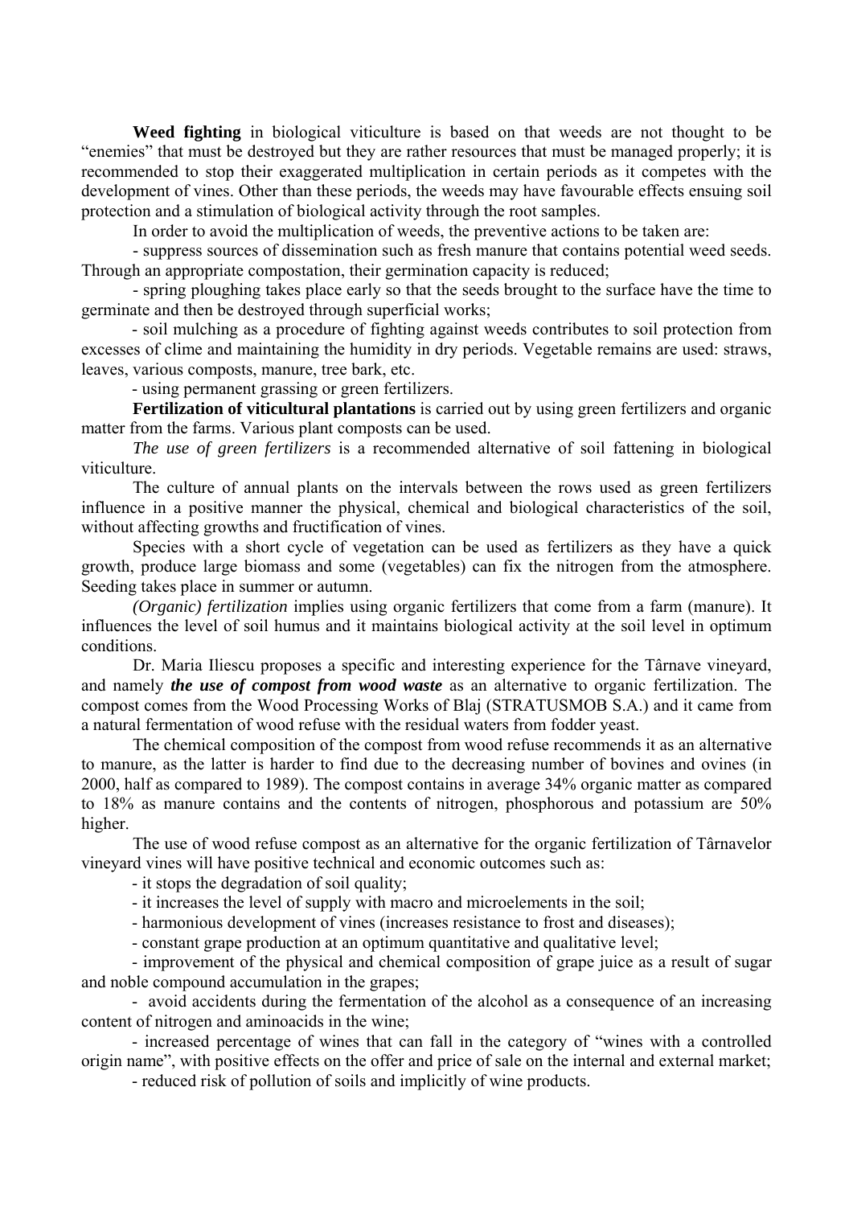**Weed fighting** in biological viticulture is based on that weeds are not thought to be "enemies" that must be destroyed but they are rather resources that must be managed properly; it is recommended to stop their exaggerated multiplication in certain periods as it competes with the development of vines. Other than these periods, the weeds may have favourable effects ensuing soil protection and a stimulation of biological activity through the root samples.

In order to avoid the multiplication of weeds, the preventive actions to be taken are:

- suppress sources of dissemination such as fresh manure that contains potential weed seeds. Through an appropriate compostation, their germination capacity is reduced;
- spring ploughing takes place early so that the seeds brought to the surface have the time to germinate and then be destroyed through superficial works;
- soil mulching as a procedure of fighting against weeds contributes to soil protection from excesses of clime and maintaining the humidity in dry periods. Vegetable remains are used: straws, leaves, various composts, manure, tree bark, etc.
- using permanent grassing or green fertilizers.

**Fertilization of viticultural plantations** is carried out by using green fertilizers and organic matter from the farms. Various plant composts can be used.

*The use of green fertilizers* is a recommended alternative of soil fattening in biological viticulture.

The culture of annual plants on the intervals between the rows used as green fertilizers influence in a positive manner the physical, chemical and biological characteristics of the soil, without affecting growths and fructification of vines.

Species with a short cycle of vegetation can be used as fertilizers as they have a quick growth, produce large biomass and some (vegetables) can fix the nitrogen from the atmosphere. Seeding takes place in summer or autumn.

*(Organic) fertilization* implies using organic fertilizers that come from a farm (manure). It influences the level of soil humus and it maintains biological activity at the soil level in optimum conditions.

Dr. Maria Iliescu proposes a specific and interesting experience for the Târnave vineyard, and namely ***the use of compost from wood waste*** as an alternative to organic fertilization. The compost comes from the Wood Processing Works of Blaj (STRATUSMOB S.A.) and it came from a natural fermentation of wood refuse with the residual waters from fodder yeast.

The chemical composition of the compost from wood refuse recommends it as an alternative to manure, as the latter is harder to find due to the decreasing number of bovines and ovines (in 2000, half as compared to 1989). The compost contains in average 34% organic matter as compared to 18% as manure contains and the contents of nitrogen, phosphorous and potassium are 50% higher.

The use of wood refuse compost as an alternative for the organic fertilization of Târnavelor vineyard vines will have positive technical and economic outcomes such as:

- it stops the degradation of soil quality;
- it increases the level of supply with macro and microelements in the soil;
- harmonious development of vines (increases resistance to frost and diseases);
- constant grape production at an optimum quantitative and qualitative level;
- improvement of the physical and chemical composition of grape juice as a result of sugar and noble compound accumulation in the grapes;
- avoid accidents during the fermentation of the alcohol as a consequence of an increasing content of nitrogen and aminoacids in the wine;
- increased percentage of wines that can fall in the category of "wines with a controlled origin name", with positive effects on the offer and price of sale on the internal and external market;
- reduced risk of pollution of soils and implicitly of wine products.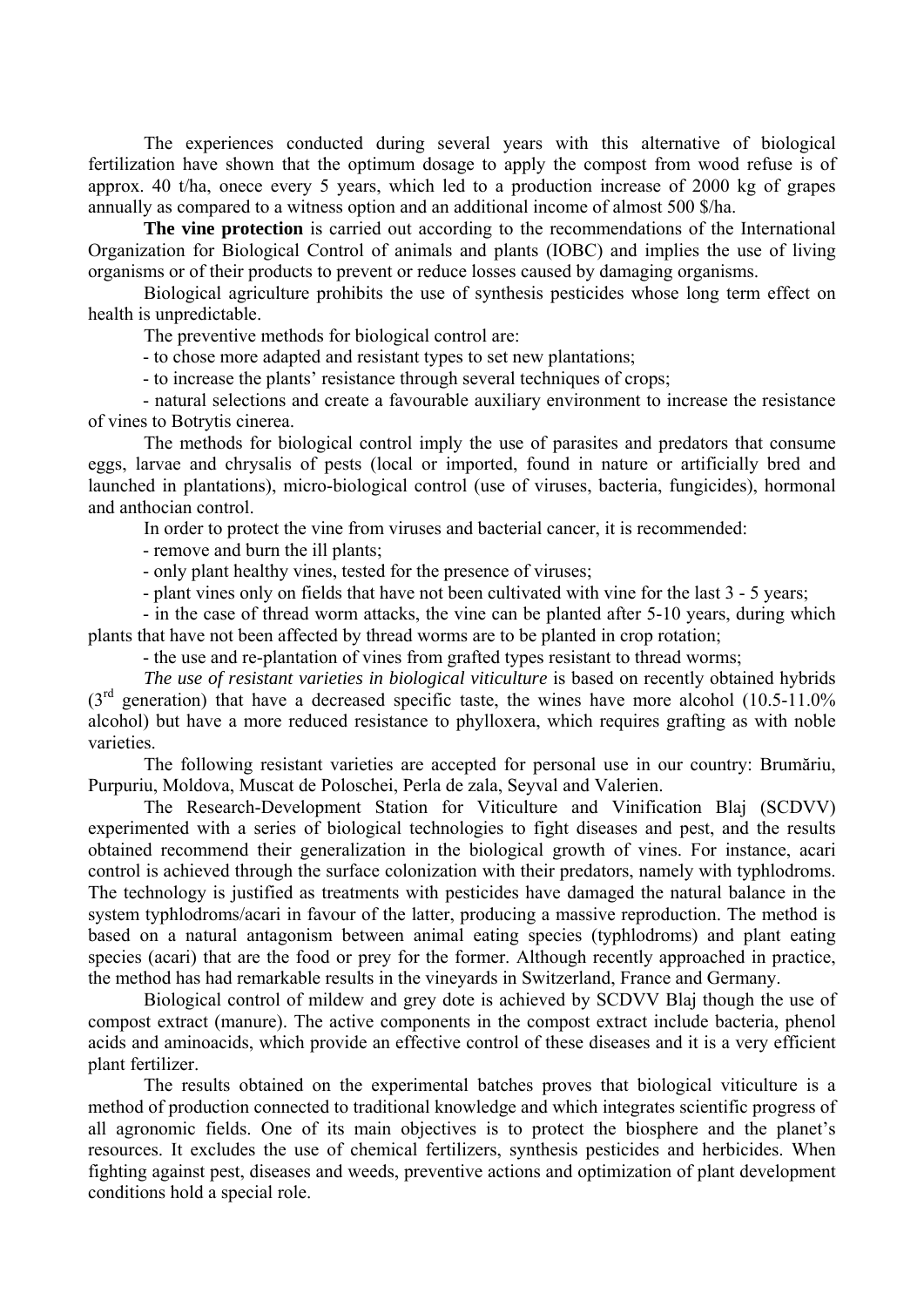The experiences conducted during several years with this alternative of biological fertilization have shown that the optimum dosage to apply the compost from wood refuse is of approx. 40 t/ha, onece every 5 years, which led to a production increase of 2000 kg of grapes annually as compared to a witness option and an additional income of almost 500 $/ha.

**The vine protection** is carried out according to the recommendations of the International Organization for Biological Control of animals and plants (IOBC) and implies the use of living organisms or of their products to prevent or reduce losses caused by damaging organisms.

Biological agriculture prohibits the use of synthesis pesticides whose long term effect on health is unpredictable.

The preventive methods for biological control are:

- to chose more adapted and resistant types to set new plantations;
- to increase the plants' resistance through several techniques of crops;
- natural selections and create a favourable auxiliary environment to increase the resistance of vines to Botrytis cinerea.

The methods for biological control imply the use of parasites and predators that consume eggs, larvae and chrysalis of pests (local or imported, found in nature or artificially bred and launched in plantations), micro-biological control (use of viruses, bacteria, fungicides), hormonal and anthocian control.

In order to protect the vine from viruses and bacterial cancer, it is recommended:

- remove and burn the ill plants;
- only plant healthy vines, tested for the presence of viruses;
- plant vines only on fields that have not been cultivated with vine for the last 3 - 5 years;
- in the case of thread worm attacks, the vine can be planted after 5-10 years, during which plants that have not been affected by thread worms are to be planted in crop rotation;
- the use and re-plantation of vines from grafted types resistant to thread worms;

*The use of resistant varieties in biological viticulture* is based on recently obtained hybrids ($3^{rd}$ generation) that have a decreased specific taste, the wines have more alcohol (10.5-11.0% alcohol) but have a more reduced resistance to phylloxera, which requires grafting as with noble varieties.

The following resistant varieties are accepted for personal use in our country: Brumăriu, Purpuriu, Moldova, Muscat de Poloschei, Perla de zala, Seyval and Valerien.

The Research-Development Station for Viticulture and Vinification Blaj (SCDVV) experimented with a series of biological technologies to fight diseases and pest, and the results obtained recommend their generalization in the biological growth of vines. For instance, acari control is achieved through the surface colonization with their predators, namely with typhlodroms. The technology is justified as treatments with pesticides have damaged the natural balance in the system typhlodroms/acari in favour of the latter, producing a massive reproduction. The method is based on a natural antagonism between animal eating species (typhlodroms) and plant eating species (acari) that are the food or prey for the former. Although recently approached in practice, the method has had remarkable results in the vineyards in Switzerland, France and Germany.

Biological control of mildew and grey dote is achieved by SCDVV Blaj though the use of compost extract (manure). The active components in the compost extract include bacteria, phenol acids and aminoacids, which provide an effective control of these diseases and it is a very efficient plant fertilizer.

The results obtained on the experimental batches proves that biological viticulture is a method of production connected to traditional knowledge and which integrates scientific progress of all agronomic fields. One of its main objectives is to protect the biosphere and the planet's resources. It excludes the use of chemical fertilizers, synthesis pesticides and herbicides. When fighting against pest, diseases and weeds, preventive actions and optimization of plant development conditions hold a special role.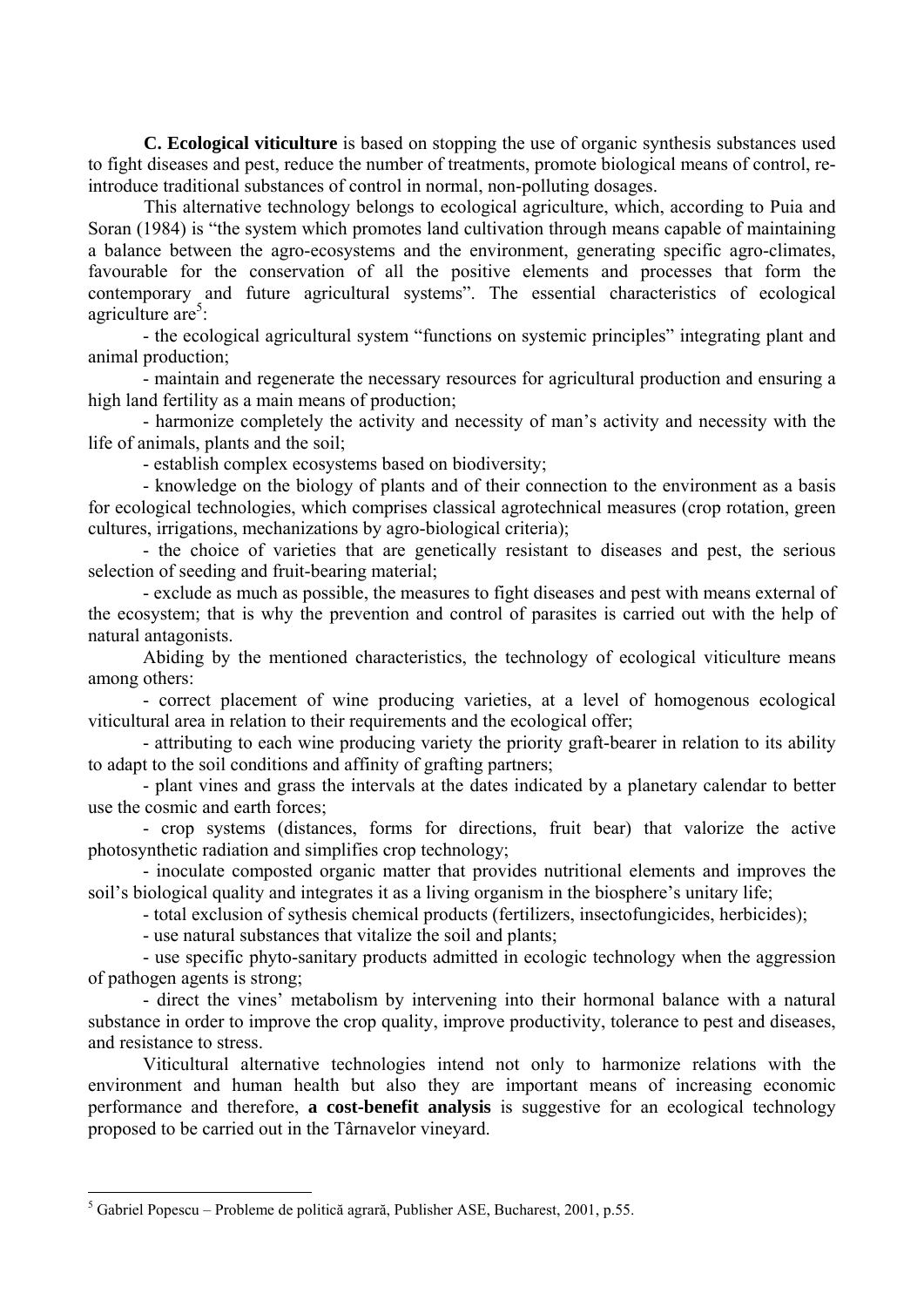**C. Ecological viticulture** is based on stopping the use of organic synthesis substances used to fight diseases and pest, reduce the number of treatments, promote biological means of control, re-introduce traditional substances of control in normal, non-polluting dosages.

This alternative technology belongs to ecological agriculture, which, according to Puia and Soran (1984) is "the system which promotes land cultivation through means capable of maintaining a balance between the agro-ecosystems and the environment, generating specific agro-climates, favourable for the conservation of all the positive elements and processes that form the contemporary and future agricultural systems". The essential characteristics of ecological agriculture are[5]:

- the ecological agricultural system "functions on systemic principles" integrating plant and animal production;
- maintain and regenerate the necessary resources for agricultural production and ensuring a high land fertility as a main means of production;
- harmonize completely the activity and necessity of man's activity and necessity with the life of animals, plants and the soil;
- establish complex ecosystems based on biodiversity;
- knowledge on the biology of plants and of their connection to the environment as a basis for ecological technologies, which comprises classical agrotechnical measures (crop rotation, green cultures, irrigations, mechanizations by agro-biological criteria);
- the choice of varieties that are genetically resistant to diseases and pest, the serious selection of seeding and fruit-bearing material;
- exclude as much as possible, the measures to fight diseases and pest with means external of the ecosystem; that is why the prevention and control of parasites is carried out with the help of natural antagonists.

Abiding by the mentioned characteristics, the technology of ecological viticulture means among others:

- correct placement of wine producing varieties, at a level of homogenous ecological viticultural area in relation to their requirements and the ecological offer;
- attributing to each wine producing variety the priority graft-bearer in relation to its ability to adapt to the soil conditions and affinity of grafting partners;
- plant vines and grass the intervals at the dates indicated by a planetary calendar to better use the cosmic and earth forces;
- crop systems (distances, forms for directions, fruit bear) that valorize the active photosynthetic radiation and simplifies crop technology;
- inoculate composted organic matter that provides nutritional elements and improves the soil's biological quality and integrates it as a living organism in the biosphere's unitary life;
- total exclusion of sythesis chemical products (fertilizers, insectofungicides, herbicides);
- use natural substances that vitalize the soil and plants;
- use specific phyto-sanitary products admitted in ecologic technology when the aggression of pathogen agents is strong;
- direct the vines' metabolism by intervening into their hormonal balance with a natural substance in order to improve the crop quality, improve productivity, tolerance to pest and diseases, and resistance to stress.

Viticultural alternative technologies intend not only to harmonize relations with the environment and human health but also they are important means of increasing economic performance and therefore, **a cost-benefit analysis** is suggestive for an ecological technology proposed to be carried out in the Târnavelor vineyard.

---

[5] Gabriel Popescu – Probleme de politică agrară, Publisher ASE, Bucharest, 2001, p.55.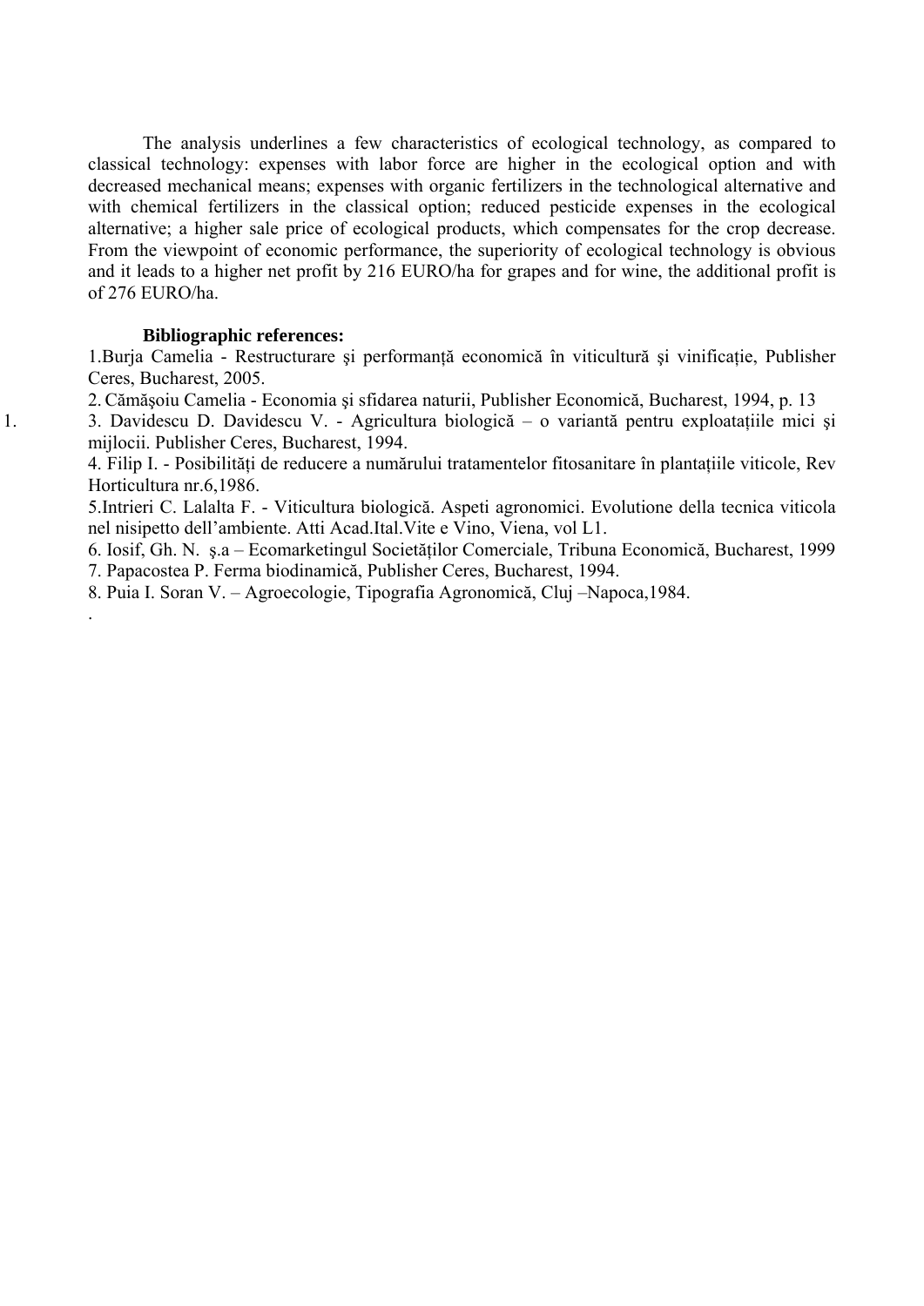The analysis underlines a few characteristics of ecological technology, as compared to classical technology: expenses with labor force are higher in the ecological option and with decreased mechanical means; expenses with organic fertilizers in the technological alternative and with chemical fertilizers in the classical option; reduced pesticide expenses in the ecological alternative; a higher sale price of ecological products, which compensates for the crop decrease. From the viewpoint of economic performance, the superiority of ecological technology is obvious and it leads to a higher net profit by 216 EURO/ha for grapes and for wine, the additional profit is of 276 EURO/ha.

**Bibliographic references:**

1.Burja Camelia - Restructurare şi performanță economică în viticultură şi vinificație, Publisher Ceres, Bucharest, 2005.

2. Cămăşoiu Camelia - Economia şi sfidarea naturii, Publisher Economică, Bucharest, 1994, p. 13

3. Davidescu D. Davidescu V. - Agricultura biologică – o variantă pentru exploatațiile mici şi mijlocii. Publisher Ceres, Bucharest, 1994.

4. Filip I. - Posibilități de reducere a numărului tratamentelor fitosanitare în plantațiile viticole, Rev Horticultura nr.6,1986.

5.Intrieri C. Lalalta F. - Viticultura biologică. Aspeti agronomici. Evolutione della tecnica viticola nel nisipetto dell'ambiente. Atti Acad.Ital.Vite e Vino, Viena, vol L1.

6. Iosif, Gh. N. ş.a – Ecomarketingul Societăților Comerciale, Tribuna Economică, Bucharest, 1999

7. Papacostea P. Ferma biodinamică, Publisher Ceres, Bucharest, 1994.

8. Puia I. Soran V. – Agroecologie, Tipografia Agronomică, Cluj –Napoca,1984.